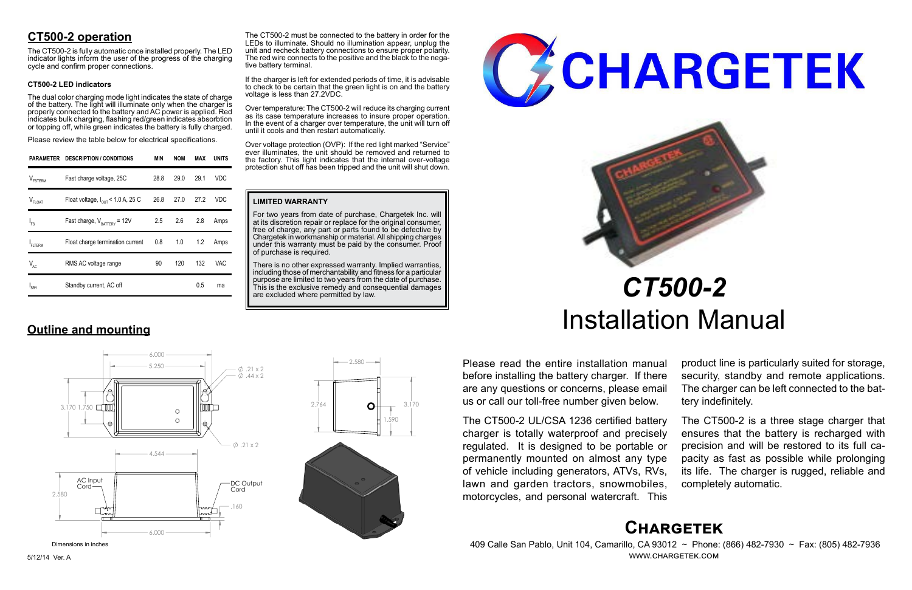# CHARGETEK

## *CT500-2*

# Installation Manual

Please read the entire installation manual before installing the battery charger. If there are any questions or concerns, please email us or call our toll-free number given below.

The CT500-2 UL/CSA 1236 certified battery charger is totally waterproof and precisely regulated. It is designed to be portable or permanently mounted on almost any type of vehicle including generators, ATVs, RVs, lawn and garden tractors, snowmobiles, motorcycles, and personal watercraft. This product line is particularly suited for storage, security, standby and remote applications. The charger can be left connected to the battery indefinitely.

The CT500-2 is a three stage charger that ensures that the battery is recharged with precision and will be restored to its full capacity as fast as possible while prolonging its life. The charger is rugged, reliable and completely automatic.

## CT500-2 operation

The CT500-2 is fully automatic once installed properly. The LED indicator lights inform the user of the progress of the charging cycle and confirm proper connections.

### CT500-2 LED indicators

The dual color charging mode light indicates the state of charge of the battery. The light will illuminate only when the charger is properly connected to the battery and AC power is applied. Red indicates bulk charging, flashing red/green indicates absorbtion or topping off, while green indicates the battery is fully charged.

Please review the table below for electrical specifications.

| PARAMETER | DESCRIPTION / CONDITIONS | MIN | NOM | MAX | UNITS |
|---|---|---|---|---|---|
| $V_{FSTERM}$ | Fast charge voltage, 25C | 28.8 | 29.0 | 29.1 | VDC |
| $V_{FLOAT}$ | Float voltage, $I_{OUT}$ < 1.0 A, 25 C | 26.8 | 27.0 | 27.2 | VDC |
| $I_{FS}$ | Fast charge, $V_{BATTERY}$ = 12V | 2.5 | 2.6 | 2.8 | Amps |
| $I_{FLTERM}$ | Float charge termination current | 0.8 | 1.0 | 1.2 | Amps |
| $V_{AC}$ | RMS AC voltage range | 90 | 120 | 132 | VAC |
| $I_{SBY}$ | Standby current, AC off | | | 0.5 | ma |

The CT500-2 must be connected to the battery in order for the LEDs to illuminate. Should no illumination appear, unplug the unit and recheck battery connections to ensure proper polarity. The red wire connects to the positive and the black to the negative battery terminal.

If the charger is left for extended periods of time, it is advisable to check to be certain that the green light is on and the battery voltage is less than 27.2VDC.

Over temperature: The CT500-2 will reduce its charging current as its case temperature increases to insure proper operation. In the event of a charger over temperature, the unit will turn off until it cools and then restart automatically.

Over voltage protection (OVP): If the red light marked "Service" ever illuminates, the unit should be removed and returned to the factory. This light indicates that the internal over-voltage protection shut off has been tripped and the unit will shut down.

### LIMITED WARRANTY

For two years from date of purchase, Chargetek Inc. will at its discretion repair or replace for the original consumer, free of charge, any part or parts found to be defective by Chargetek in workmanship or material. All shipping charges under this warranty must be paid by the consumer. Proof of purchase is required.

There is no other expressed warranty. Implied warranties, including those of merchantability and fitness for a particular purpose are limited to two years from the date of purchase. This is the exclusive remedy and consequential damages are excluded where permitted by law.

## Outline and mounting

6.000, 5.250, Ø .21 x 2, Ø .44 x 2, 3.170, 1.750, Ø .21 x 2, 4.544, AC Input Cord, DC Output Cord, 2.580, .160, 6.000, 2.580, 2.764, 3.170, 1.590

Dimensions in inches

5/12/14 Ver. A

## Chargetek

409 Calle San Pablo, Unit 104, Camarillo, CA 93012 ~ Phone: (866) 482-7930 ~ Fax: (805) 482-7936
WWW.CHARGETEK.COM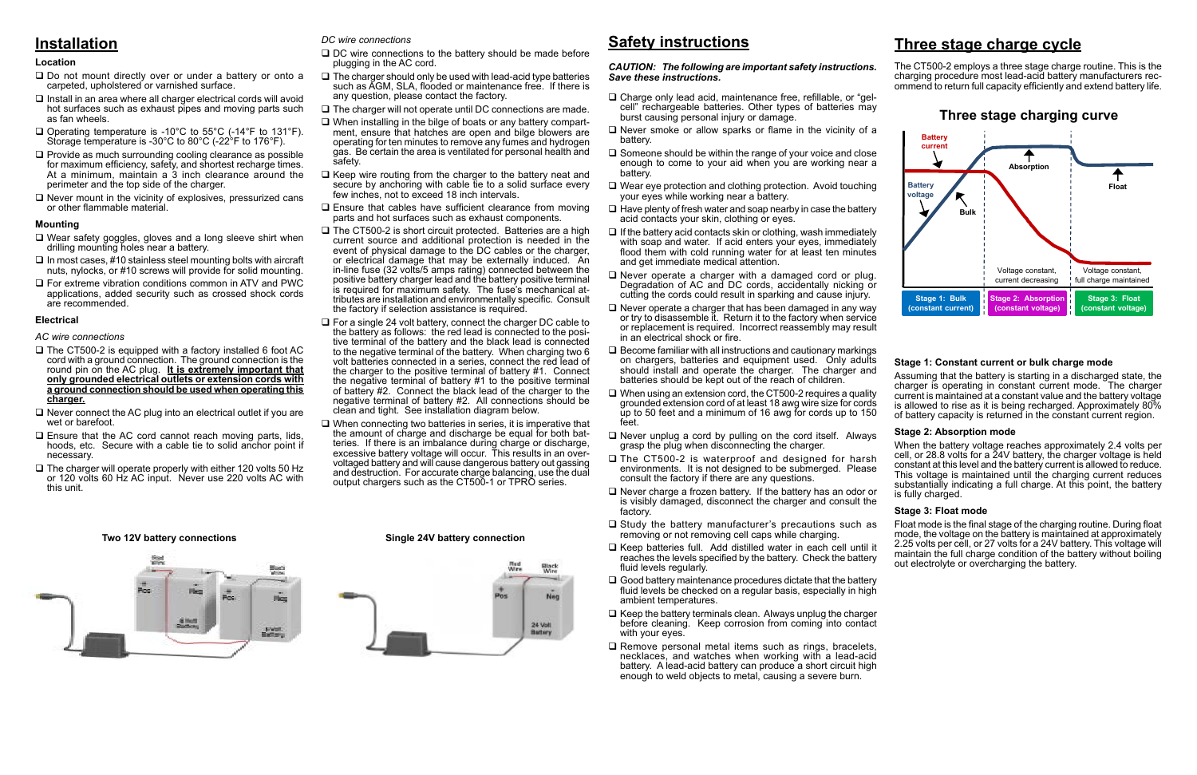## Installation

### Location

- ❑ Do not mount directly over or under a battery or onto a carpeted, upholstered or varnished surface.
- ❑ Install in an area where all charger electrical cords will avoid hot surfaces such as exhaust pipes and moving parts such as fan wheels.
- ❑ Operating temperature is -10°C to 55°C (-14°F to 131°F). Storage temperature is -30°C to 80°C (-22°F to 176°F).
- ❑ Provide as much surrounding cooling clearance as possible for maximum efficiency, safety, and shortest recharge times. At a minimum, maintain a 3 inch clearance around the perimeter and the top side of the charger.
- ❑ Never mount in the vicinity of explosives, pressurized cans or other flammable material.

### Mounting

- ❑ Wear safety goggles, gloves and a long sleeve shirt when drilling mounting holes near a battery.
- ❑ In most cases, #10 stainless steel mounting bolts with aircraft nuts, nylocks, or #10 screws will provide for solid mounting.
- ❑ For extreme vibration conditions common in ATV and PWC applications, added security such as crossed shock cords are recommended.

### Electrical

*AC wire connections*

- ❑ The CT500-2 is equipped with a factory installed 6 foot AC cord with a ground connection. The ground connection is the round pin on the AC plug. **It is extremely important that only grounded electrical outlets or extension cords with a ground connection should be used when operating this charger.**
- ❑ Never connect the AC plug into an electrical outlet if you are wet or barefoot.
- ❑ Ensure that the AC cord cannot reach moving parts, lids, hoods, etc. Secure with a cable tie to solid anchor point if necessary.
- ❑ The charger will operate properly with either 120 volts 50 Hz or 120 volts 60 Hz AC input. Never use 220 volts AC with this unit.

*DC wire connections*

- ❑ DC wire connections to the battery should be made before plugging in the AC cord.
- ❑ The charger should only be used with lead-acid type batteries such as AGM, SLA, flooded or maintenance free. If there is any question, please contact the factory.
- ❑ The charger will not operate until DC connections are made.
- ❑ When installing in the bilge of boats or any battery compartment, ensure that hatches are open and bilge blowers are operating for ten minutes to remove any fumes and hydrogen gas. Be certain the area is ventilated for personal health and safety.
- ❑ Keep wire routing from the charger to the battery neat and secure by anchoring with cable tie to a solid surface every few inches, not to exceed 18 inch intervals.
- ❑ Ensure that cables have sufficient clearance from moving parts and hot surfaces such as exhaust components.
- ❑ The CT500-2 is short circuit protected. Batteries are a high current source and additional protection is needed in the event of physical damage to the DC cables or the charger, or electrical damage that may be externally induced. An in-line fuse (32 volts/5 amps rating) connected between the positive battery charger lead and the battery positive terminal is required for maximum safety. The fuse's mechanical attributes are installation and environmentally specific. Consult the factory if selection assistance is required.
- ❑ For a single 24 volt battery, connect the charger DC cable to the battery as follows: the red lead is connected to the positive terminal of the battery and the black lead is connected to the negative terminal of the battery. When charging two 6 volt batteries connected in a series, connect the red lead of the charger to the positive terminal of battery #1. Connect the negative terminal of battery #1 to the positive terminal of battery #2. Connect the black lead of the charger to the negative terminal of battery #2. All connections should be clean and tight. See installation diagram below.
- ❑ When connecting two batteries in series, it is imperative that the amount of charge and discharge be equal for both batteries. If there is an imbalance during charge or discharge, excessive battery voltage will occur. This results in an overvoltaged battery and will cause dangerous battery out gassing and destruction. For accurate charge balancing, use the dual output chargers such as the CT500-1 or TPRO series.

**Two 12V battery connections**

Red Wire
Black Wire
Pos
Neg
Pos
Neg
6 Volt Battery
6 Volt Battery

**Single 24V battery connection**

Red Wire
Black Wire
Pos
Neg
24 Volt Battery

## Safety instructions

***CAUTION: The following are important safety instructions. Save these instructions.***

- ❑ Charge only lead acid, maintenance free, refillable, or "gel-cell" rechargeable batteries. Other types of batteries may burst causing personal injury or damage.
- ❑ Never smoke or allow sparks or flame in the vicinity of a battery.
- ❑ Someone should be within the range of your voice and close enough to come to your aid when you are working near a battery.
- ❑ Wear eye protection and clothing protection. Avoid touching your eyes while working near a battery.
- ❑ Have plenty of fresh water and soap nearby in case the battery acid contacts your skin, clothing or eyes.
- ❑ If the battery acid contacts skin or clothing, wash immediately with soap and water. If acid enters your eyes, immediately flood them with cold running water for at least ten minutes and get immediate medical attention.
- ❑ Never operate a charger with a damaged cord or plug. Degradation of AC and DC cords, accidentally nicking or cutting the cords could result in sparking and cause injury.
- ❑ Never operate a charger that has been damaged in any way or try to disassemble it. Return it to the factory when service or replacement is required. Incorrect reassembly may result in an electrical shock or fire.
- ❑ Become familiar with all instructions and cautionary markings on chargers, batteries and equipment used. Only adults should install and operate the charger. The charger and batteries should be kept out of the reach of children.
- ❑ When using an extension cord, the CT500-2 requires a quality grounded extension cord of at least 18 awg wire size for cords up to 50 feet and a minimum of 16 awg for cords up to 150 feet.
- ❑ Never unplug a cord by pulling on the cord itself. Always grasp the plug when disconnecting the charger.
- ❑ The CT500-2 is waterproof and designed for harsh environments. It is not designed to be submerged. Please consult the factory if there are any questions.
- ❑ Never charge a frozen battery. If the battery has an odor or is visibly damaged, disconnect the charger and consult the factory.
- ❑ Study the battery manufacturer's precautions such as removing or not removing cell caps while charging.
- ❑ Keep batteries full. Add distilled water in each cell until it reaches the levels specified by the battery. Check the battery fluid levels regularly.
- ❑ Good battery maintenance procedures dictate that the battery fluid levels be checked on a regular basis, especially in high ambient temperatures.
- ❑ Keep the battery terminals clean. Always unplug the charger before cleaning. Keep corrosion from coming into contact with your eyes.
- ❑ Remove personal metal items such as rings, bracelets, necklaces, and watches when working with a lead-acid battery. A lead-acid battery can produce a short circuit high enough to weld objects to metal, causing a severe burn.

## Three stage charge cycle

The CT500-2 employs a three stage charge routine. This is the charging procedure most lead-acid battery manufacturers recommend to return full capacity efficiently and extend battery life.

### Three stage charging curve

Battery current
Battery voltage
Bulk
Absorption
Float
Voltage constant, current decreasing
Voltage constant, full charge maintained
Stage 1: Bulk (constant current)
Stage 2: Absorption (constant voltage)
Stage 3: Float (constant voltage)

### Stage 1: Constant current or bulk charge mode

Assuming that the battery is starting in a discharged state, the charger is operating in constant current mode. The charger current is maintained at a constant value and the battery voltage is allowed to rise as it is being recharged. Approximately 80% of battery capacity is returned in the constant current region.

### Stage 2: Absorption mode

When the battery voltage reaches approximately 2.4 volts per cell, or 28.8 volts for a 24V battery, the charger voltage is held constant at this level and the battery current is allowed to reduce. This voltage is maintained until the charging current reduces substantially indicating a full charge. At this point, the battery is fully charged.

### Stage 3: Float mode

Float mode is the final stage of the charging routine. During float mode, the voltage on the battery is maintained at approximately 2.25 volts per cell, or 27 volts for a 24V battery. This voltage will maintain the full charge condition of the battery without boiling out electrolyte or overcharging the battery.